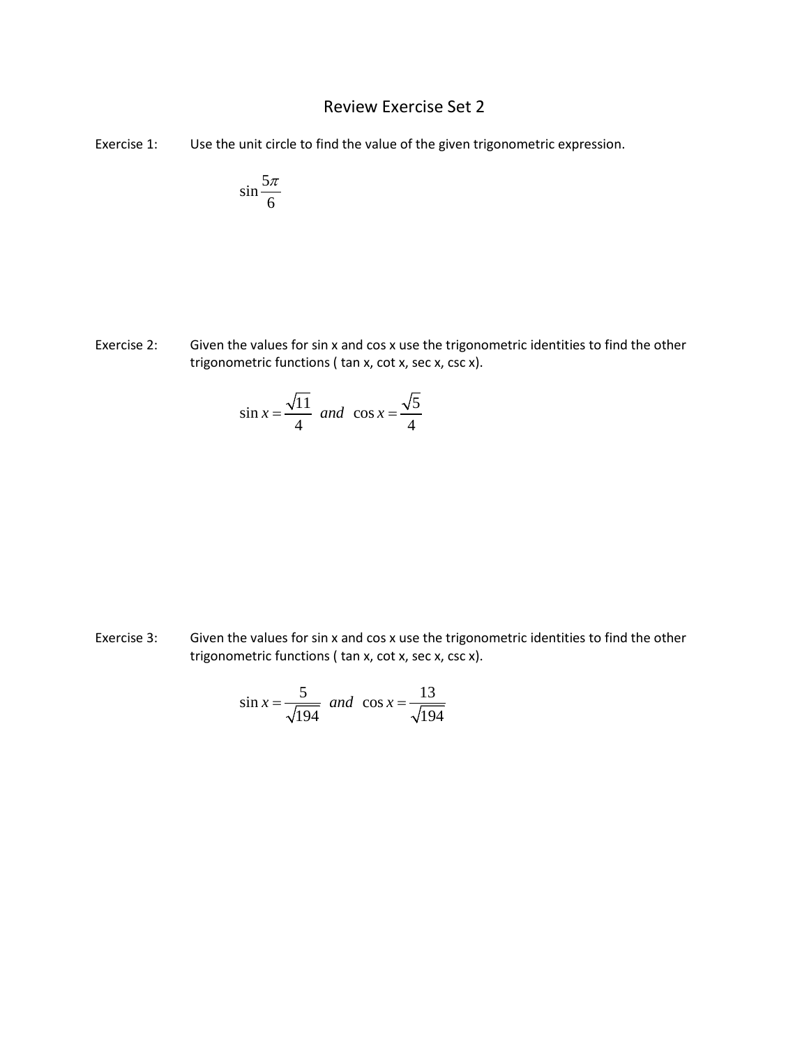# Review Exercise Set 2

Exercise 1: Use the unit circle to find the value of the given trigonometric expression.

$$\sin\frac{5\pi}{6}$$

Exercise 2: Given the values for sin x and cos x use the trigonometric identities to find the other trigonometric functions ( tan x, cot x, sec x, csc x).

$$\sin x = \frac{\sqrt{11}}{4} \ \ and \ \ \cos x = \frac{\sqrt{5}}{4}$$

Exercise 3: Given the values for sin x and cos x use the trigonometric identities to find the other trigonometric functions ( tan x, cot x, sec x, csc x).

$$\sin x = \frac{5}{\sqrt{194}} \ \ and \ \ \cos x = \frac{13}{\sqrt{194}}$$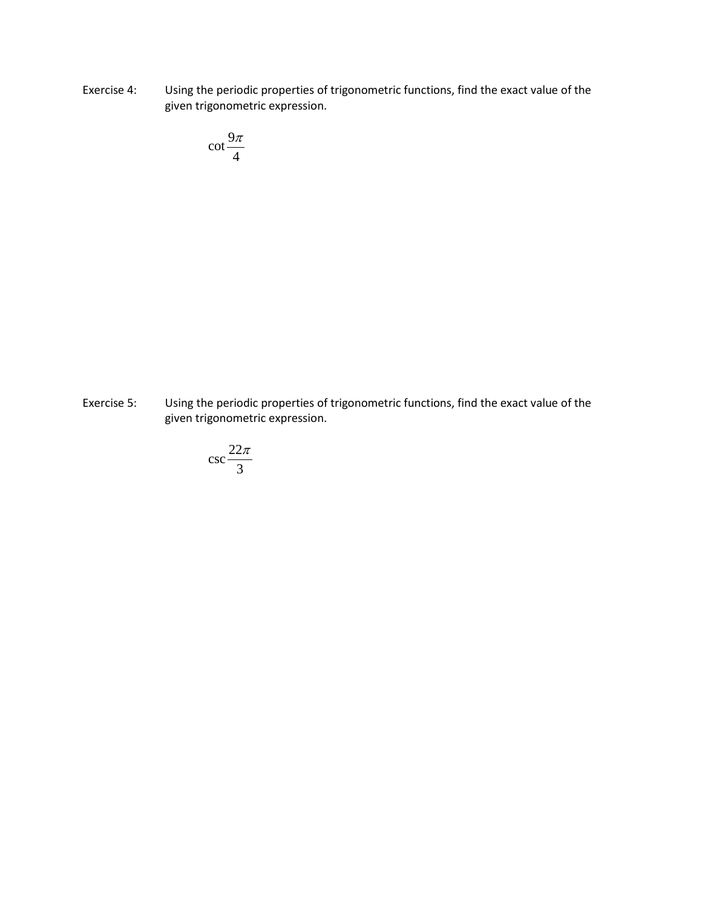Exercise 4: Using the periodic properties of trigonometric functions, find the exact value of the given trigonometric expression.

$$\cot\frac{9\pi}{4}$$

Exercise 5: Using the periodic properties of trigonometric functions, find the exact value of the given trigonometric expression.

$$\csc\frac{22\pi}{3}$$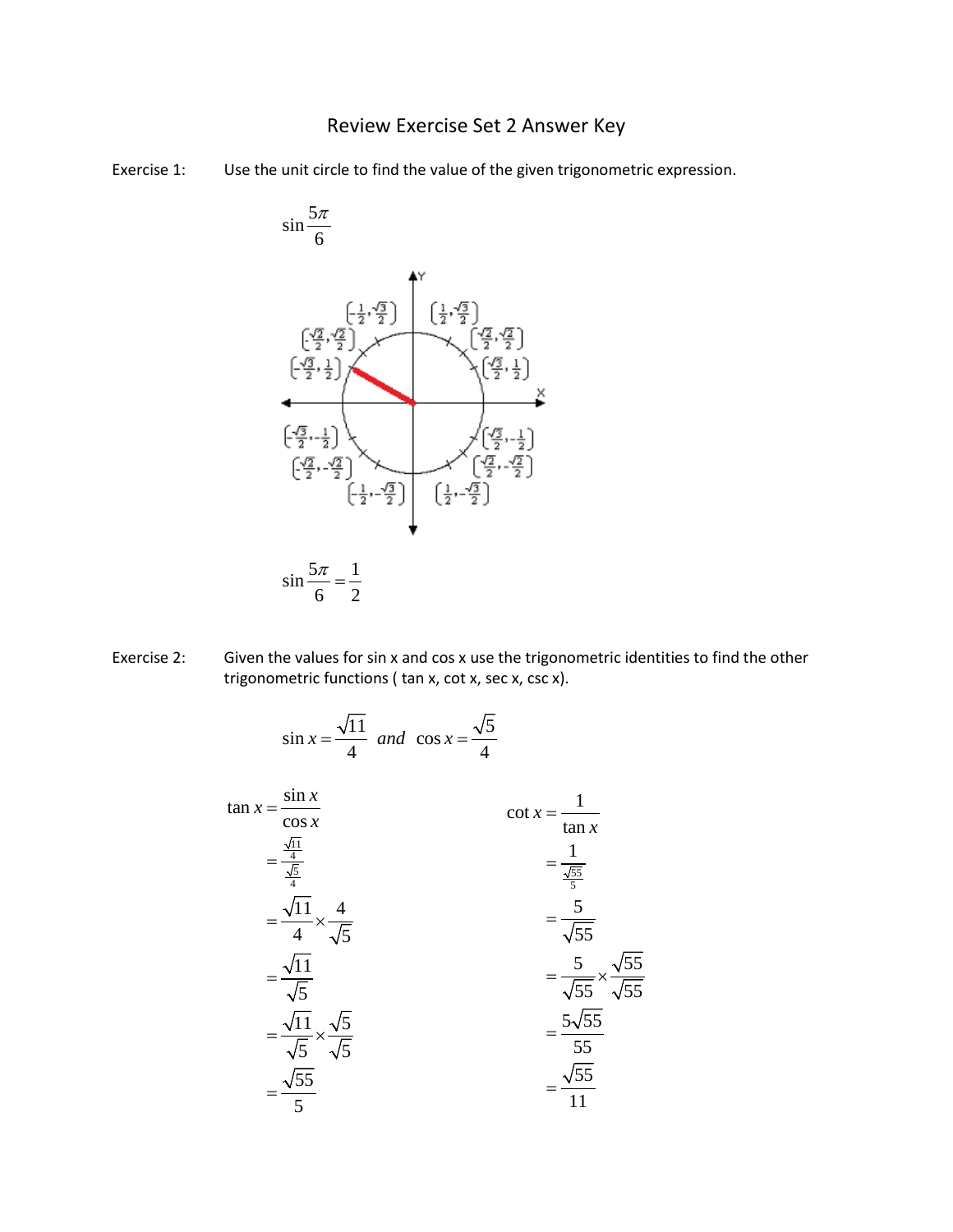# Review Exercise Set 2 Answer Key

Exercise 1: Use the unit circle to find the value of the given trigonometric expression.

$$\sin\frac{5\pi}{6}$$

$$\sin\frac{5\pi}{6} = \frac{1}{2}$$

Exercise 2: Given the values for sin x and cos x use the trigonometric identities to find the other trigonometric functions ( tan x, cot x, sec x, csc x).

$$\sin x = \frac{\sqrt{11}}{4} \quad and \quad \cos x = \frac{\sqrt{5}}{4}$$

$$\begin{aligned}
\tan x &= \frac{\sin x}{\cos x} \\
&= \frac{\frac{\sqrt{11}}{4}}{\frac{\sqrt{5}}{4}} \\
&= \frac{\sqrt{11}}{4} \times \frac{4}{\sqrt{5}} \\
&= \frac{\sqrt{11}}{\sqrt{5}} \\
&= \frac{\sqrt{11}}{\sqrt{5}} \times \frac{\sqrt{5}}{\sqrt{5}} \\
&= \frac{\sqrt{55}}{5}
\end{aligned}$$

$$\begin{aligned}
\cot x &= \frac{1}{\tan x} \\
&= \frac{1}{\frac{\sqrt{55}}{5}} \\
&= \frac{5}{\sqrt{55}} \\
&= \frac{5}{\sqrt{55}} \times \frac{\sqrt{55}}{\sqrt{55}} \\
&= \frac{5\sqrt{55}}{55} \\
&= \frac{\sqrt{55}}{11}
\end{aligned}$$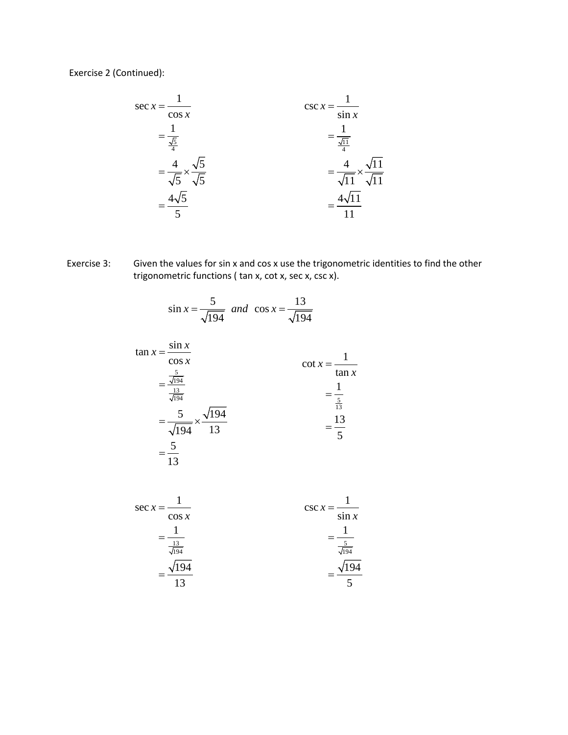Exercise 2 (Continued):

$$
\begin{aligned}
\sec x &= \frac{1}{\cos x} \\
&= \frac{1}{\frac{\sqrt{5}}{4}} \\
&= \frac{4}{\sqrt{5}} \times \frac{\sqrt{5}}{\sqrt{5}} \\
&= \frac{4\sqrt{5}}{5}
\end{aligned}
$$

$$
\begin{aligned}
\csc x &= \frac{1}{\sin x} \\
&= \frac{1}{\frac{\sqrt{11}}{4}} \\
&= \frac{4}{\sqrt{11}} \times \frac{\sqrt{11}}{\sqrt{11}} \\
&= \frac{4\sqrt{11}}{11}
\end{aligned}
$$

Exercise 3: Given the values for sin x and cos x use the trigonometric identities to find the other trigonometric functions ( tan x, cot x, sec x, csc x).

$$\sin x = \frac{5}{\sqrt{194}} \;\; and \;\; \cos x = \frac{13}{\sqrt{194}}$$

$$
\begin{aligned}
\tan x &= \frac{\sin x}{\cos x} \\
&= \frac{\frac{5}{\sqrt{194}}}{\frac{13}{\sqrt{194}}} \\
&= \frac{5}{\sqrt{194}} \times \frac{\sqrt{194}}{13} \\
&= \frac{5}{13}
\end{aligned}
$$

$$
\begin{aligned}
\cot x &= \frac{1}{\tan x} \\
&= \frac{1}{\frac{5}{13}} \\
&= \frac{13}{5}
\end{aligned}
$$

$$
\begin{aligned}
\sec x &= \frac{1}{\cos x} \\
&= \frac{1}{\frac{13}{\sqrt{194}}} \\
&= \frac{\sqrt{194}}{13}
\end{aligned}
$$

$$
\begin{aligned}
\csc x &= \frac{1}{\sin x} \\
&= \frac{1}{\frac{5}{\sqrt{194}}} \\
&= \frac{\sqrt{194}}{5}
\end{aligned}
$$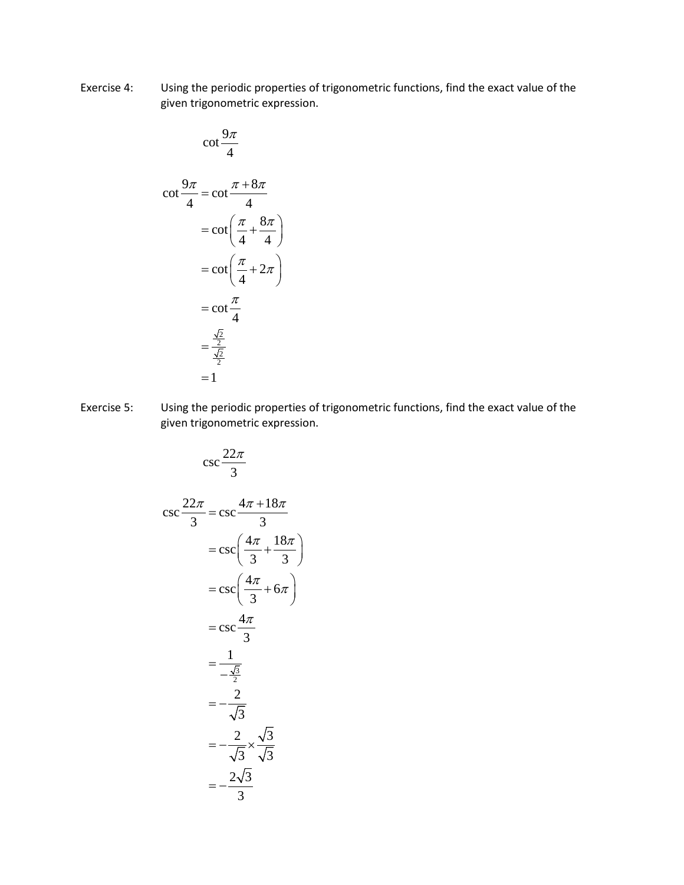Exercise 4: Using the periodic properties of trigonometric functions, find the exact value of the given trigonometric expression.

$$\cot\frac{9\pi}{4}$$

$$
\begin{aligned}
\cot\frac{9\pi}{4} &= \cot\frac{\pi+8\pi}{4} \\
&= \cot\left(\frac{\pi}{4}+\frac{8\pi}{4}\right) \\
&= \cot\left(\frac{\pi}{4}+2\pi\right) \\
&= \cot\frac{\pi}{4} \\
&= \frac{\frac{\sqrt{2}}{2}}{\frac{\sqrt{2}}{2}} \\
&= 1
\end{aligned}
$$

Exercise 5: Using the periodic properties of trigonometric functions, find the exact value of the given trigonometric expression.

$$\csc\frac{22\pi}{3}$$

$$
\begin{aligned}
\csc\frac{22\pi}{3} &= \csc\frac{4\pi+18\pi}{3} \\
&= \csc\left(\frac{4\pi}{3}+\frac{18\pi}{3}\right) \\
&= \csc\left(\frac{4\pi}{3}+6\pi\right) \\
&= \csc\frac{4\pi}{3} \\
&= \frac{1}{-\frac{\sqrt{3}}{2}} \\
&= -\frac{2}{\sqrt{3}} \\
&= -\frac{2}{\sqrt{3}}\times\frac{\sqrt{3}}{\sqrt{3}} \\
&= -\frac{2\sqrt{3}}{3}
\end{aligned}
$$